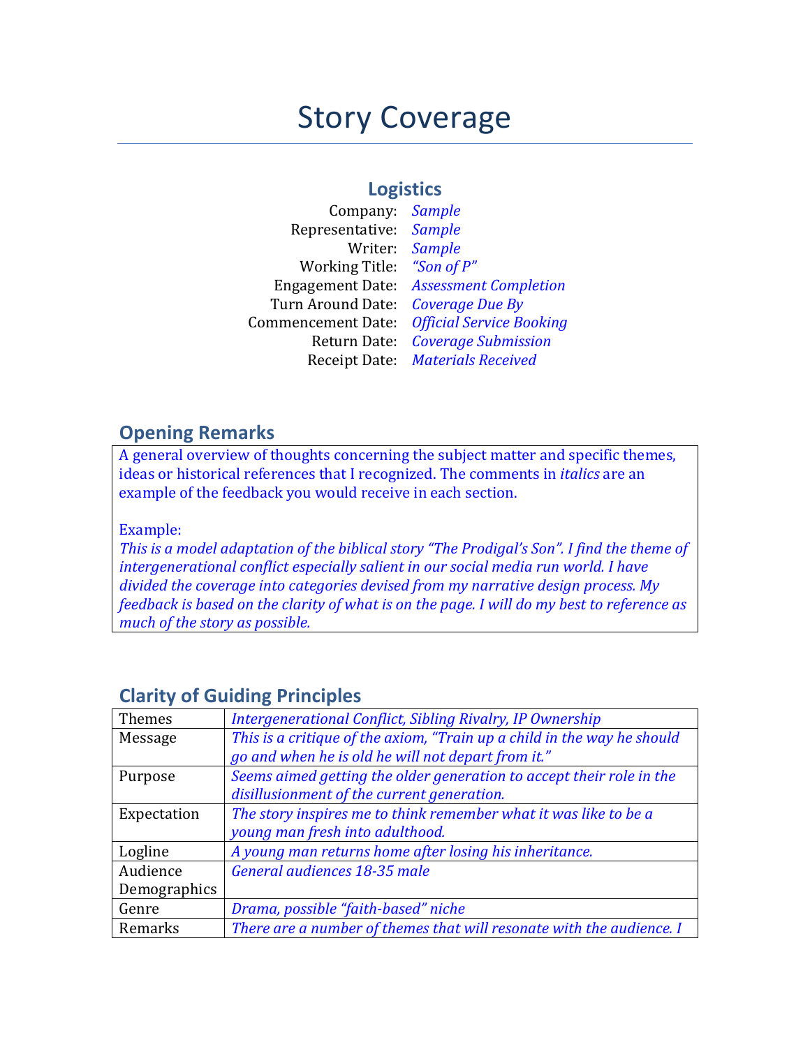# Story Coverage

## Logistics

| | |
|---|---|
| Company: | *Sample* |
| Representative: | *Sample* |
| Writer: | *Sample* |
| Working Title: | *"Son of P"* |
| Engagement Date: | *Assessment Completion* |
| Turn Around Date: | *Coverage Due By* |
| Commencement Date: | *Official Service Booking* |
| Return Date: | *Coverage Submission* |
| Receipt Date: | *Materials Received* |

## Opening Remarks

A general overview of thoughts concerning the subject matter and specific themes, ideas or historical references that I recognized. The comments in *italics* are an example of the feedback you would receive in each section.

Example:
*This is a model adaptation of the biblical story "The Prodigal's Son". I find the theme of intergenerational conflict especially salient in our social media run world. I have divided the coverage into categories devised from my narrative design process. My feedback is based on the clarity of what is on the page. I will do my best to reference as much of the story as possible.*

## Clarity of Guiding Principles

| | |
|---|---|
| Themes | *Intergenerational Conflict, Sibling Rivalry, IP Ownership* |
| Message | *This is a critique of the axiom, "Train up a child in the way he should go and when he is old he will not depart from it."* |
| Purpose | *Seems aimed getting the older generation to accept their role in the disillusionment of the current generation.* |
| Expectation | *The story inspires me to think remember what it was like to be a young man fresh into adulthood.* |
| Logline | *A young man returns home after losing his inheritance.* |
| Audience Demographics | *General audiences 18-35 male* |
| Genre | *Drama, possible "faith-based" niche* |
| Remarks | *There are a number of themes that will resonate with the audience. I* |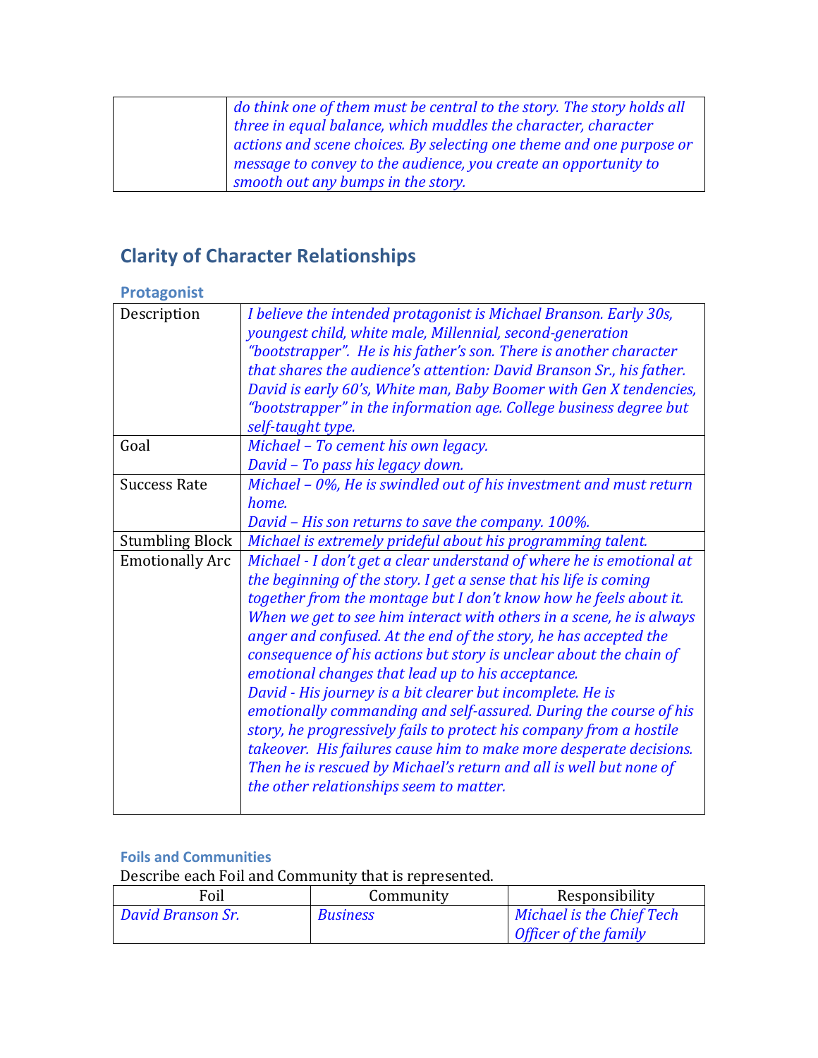| | *do think one of them must be central to the story. The story holds all three in equal balance, which muddles the character, character actions and scene choices. By selecting one theme and one purpose or message to convey to the audience, you create an opportunity to smooth out any bumps in the story.* |
|---|---|

## Clarity of Character Relationships

### Protagonist

| Description | *I believe the intended protagonist is Michael Branson. Early 30s, youngest child, white male, Millennial, second-generation "bootstrapper". He is his father's son. There is another character that shares the audience's attention: David Branson Sr., his father. David is early 60's, White man, Baby Boomer with Gen X tendencies, "bootstrapper" in the information age. College business degree but self-taught type.* |
|---|---|
| Goal | *Michael – To cement his own legacy.*<br>*David – To pass his legacy down.* |
| Success Rate | *Michael – 0%, He is swindled out of his investment and must return home.*<br>*David – His son returns to save the company. 100%.* |
| Stumbling Block | *Michael is extremely prideful about his programming talent.* |
| Emotionally Arc | *Michael - I don't get a clear understand of where he is emotional at the beginning of the story. I get a sense that his life is coming together from the montage but I don't know how he feels about it. When we get to see him interact with others in a scene, he is always anger and confused. At the end of the story, he has accepted the consequence of his actions but story is unclear about the chain of emotional changes that lead up to his acceptance.*<br>*David - His journey is a bit clearer but incomplete. He is emotionally commanding and self-assured. During the course of his story, he progressively fails to protect his company from a hostile takeover. His failures cause him to make more desperate decisions. Then he is rescued by Michael's return and all is well but none of the other relationships seem to matter.* |

### Foils and Communities

Describe each Foil and Community that is represented.

| Foil | Community | Responsibility |
|---|---|---|
| *David Branson Sr.* | *Business* | *Michael is the Chief Tech Officer of the family* |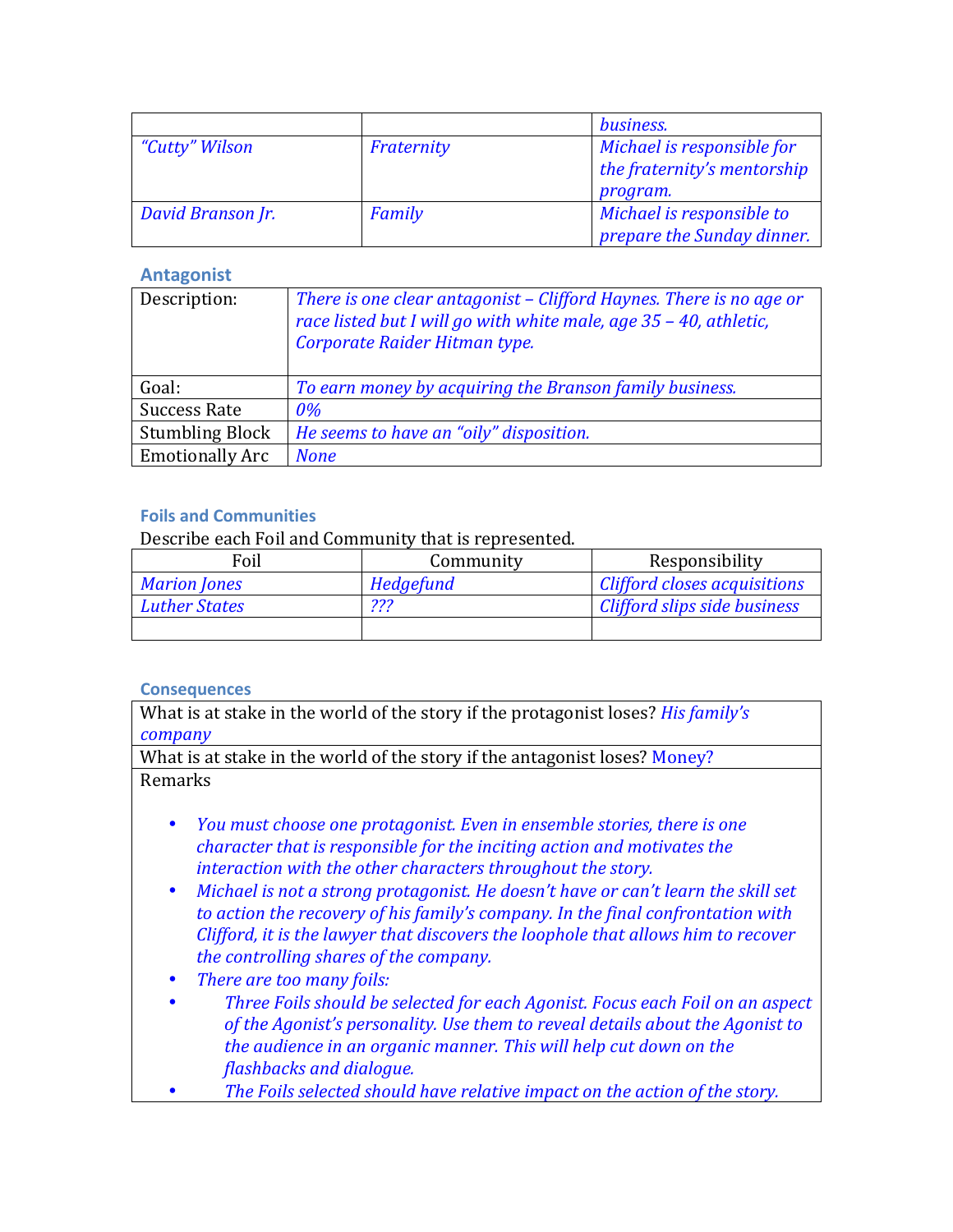| | | business. |
|---|---|---|
| *"Cutty" Wilson* | *Fraternity* | *Michael is responsible for the fraternity's mentorship program.* |
| *David Branson Jr.* | *Family* | *Michael is responsible to prepare the Sunday dinner.* |

### Antagonist

| | |
|---|---|
| Description: | *There is one clear antagonist – Clifford Haynes. There is no age or race listed but I will go with white male, age 35 – 40, athletic, Corporate Raider Hitman type.* |
| Goal: | *To earn money by acquiring the Branson family business.* |
| Success Rate | *0%* |
| Stumbling Block | *He seems to have an "oily" disposition.* |
| Emotionally Arc | *None* |

### Foils and Communities

Describe each Foil and Community that is represented.

| Foil | Community | Responsibility |
|---|---|---|
| *Marion Jones* | *Hedgefund* | *Clifford closes acquisitions* |
| *Luther States* | *???* | *Clifford slips side business* |
| | | |

### Consequences

What is at stake in the world of the story if the protagonist loses? *His family's company*

What is at stake in the world of the story if the antagonist loses? Money?

Remarks

- *You must choose one protagonist. Even in ensemble stories, there is one character that is responsible for the inciting action and motivates the interaction with the other characters throughout the story.*
- *Michael is not a strong protagonist. He doesn't have or can't learn the skill set to action the recovery of his family's company. In the final confrontation with Clifford, it is the lawyer that discovers the loophole that allows him to recover the controlling shares of the company.*
- *There are too many foils:*
- *Three Foils should be selected for each Agonist. Focus each Foil on an aspect of the Agonist's personality. Use them to reveal details about the Agonist to the audience in an organic manner. This will help cut down on the flashbacks and dialogue.*
- *The Foils selected should have relative impact on the action of the story.*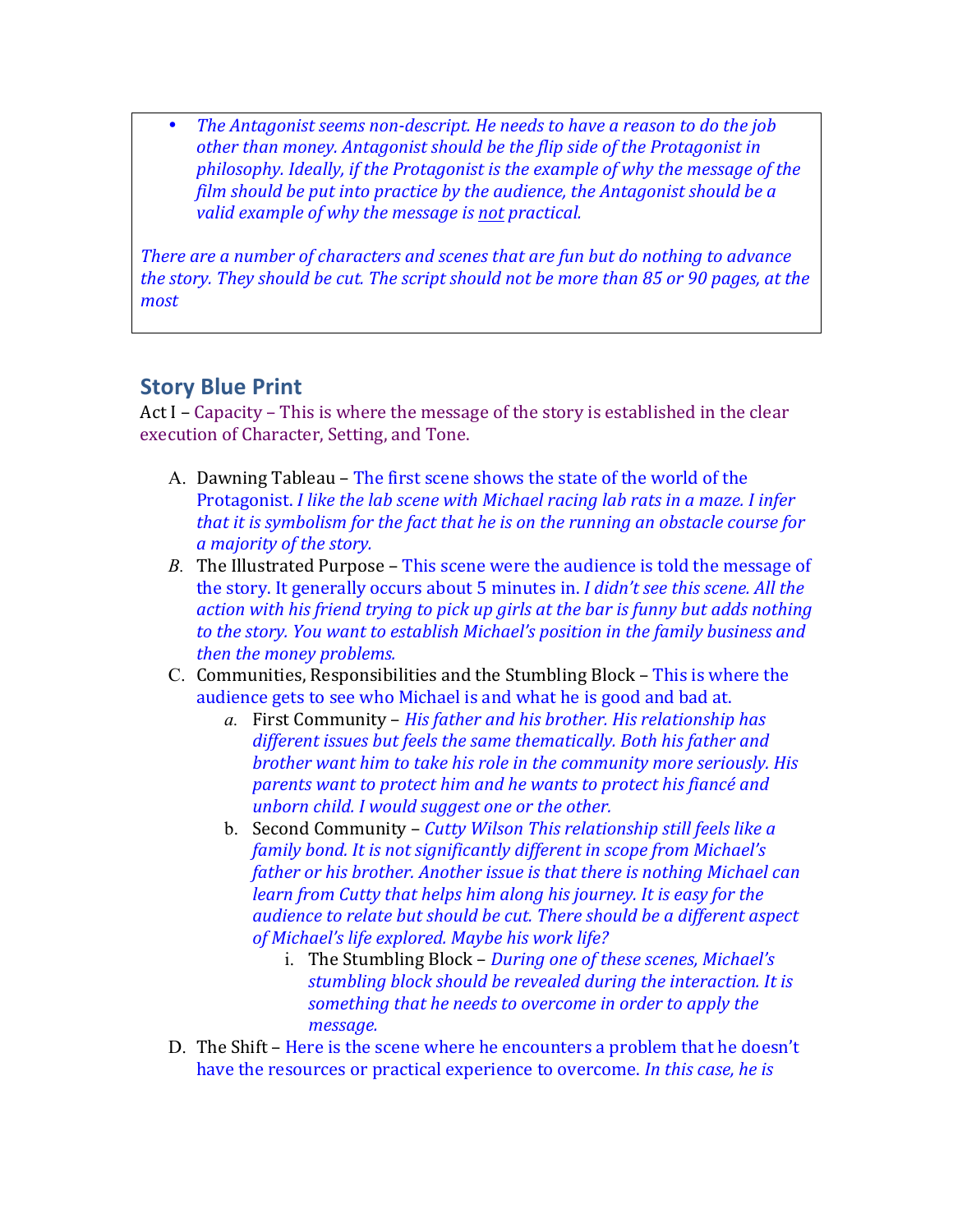- *The Antagonist seems non-descript. He needs to have a reason to do the job other than money. Antagonist should be the flip side of the Protagonist in philosophy. Ideally, if the Protagonist is the example of why the message of the film should be put into practice by the audience, the Antagonist should be a valid example of why the message is <u>not</u> practical.*

*There are a number of characters and scenes that are fun but do nothing to advance the story. They should be cut. The script should not be more than 85 or 90 pages, at the most*

## Story Blue Print

Act I – Capacity – This is where the message of the story is established in the clear execution of Character, Setting, and Tone.

A. Dawning Tableau – The first scene shows the state of the world of the Protagonist. *I like the lab scene with Michael racing lab rats in a maze. I infer that it is symbolism for the fact that he is on the running an obstacle course for a majority of the story.*

*B.* The Illustrated Purpose – This scene were the audience is told the message of the story. It generally occurs about 5 minutes in. *I didn't see this scene. All the action with his friend trying to pick up girls at the bar is funny but adds nothing to the story. You want to establish Michael's position in the family business and then the money problems.*

C. Communities, Responsibilities and the Stumbling Block – This is where the audience gets to see who Michael is and what he is good and bad at.

   *a.* First Community – *His father and his brother. His relationship has different issues but feels the same thematically. Both his father and brother want him to take his role in the community more seriously. His parents want to protect him and he wants to protect his fiancé and unborn child. I would suggest one or the other.*

   b. Second Community – *Cutty Wilson This relationship still feels like a family bond. It is not significantly different in scope from Michael's father or his brother. Another issue is that there is nothing Michael can learn from Cutty that helps him along his journey. It is easy for the audience to relate but should be cut. There should be a different aspect of Michael's life explored. Maybe his work life?*

      i. The Stumbling Block – *During one of these scenes, Michael's stumbling block should be revealed during the interaction. It is something that he needs to overcome in order to apply the message.*

D. The Shift – Here is the scene where he encounters a problem that he doesn't have the resources or practical experience to overcome. *In this case, he is*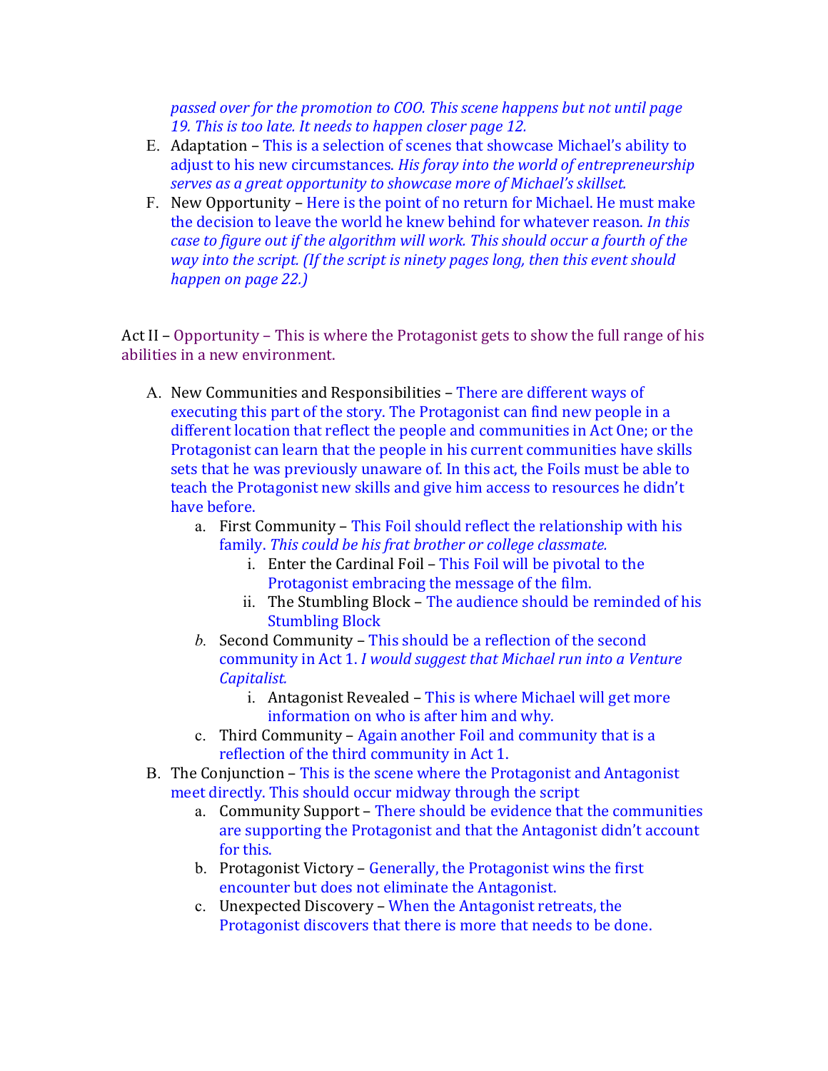*passed over for the promotion to COO. This scene happens but not until page 19. This is too late. It needs to happen closer page 12.*

E. Adaptation – This is a selection of scenes that showcase Michael's ability to adjust to his new circumstances. *His foray into the world of entrepreneurship serves as a great opportunity to showcase more of Michael's skillset.*

F. New Opportunity – Here is the point of no return for Michael. He must make the decision to leave the world he knew behind for whatever reason. *In this case to figure out if the algorithm will work. This should occur a fourth of the way into the script. (If the script is ninety pages long, then this event should happen on page 22.)*

Act II – Opportunity – This is where the Protagonist gets to show the full range of his abilities in a new environment.

A. New Communities and Responsibilities – There are different ways of executing this part of the story. The Protagonist can find new people in a different location that reflect the people and communities in Act One; or the Protagonist can learn that the people in his current communities have skills sets that he was previously unaware of. In this act, the Foils must be able to teach the Protagonist new skills and give him access to resources he didn't have before.
   a. First Community – This Foil should reflect the relationship with his family. *This could be his frat brother or college classmate.*
      i. Enter the Cardinal Foil – This Foil will be pivotal to the Protagonist embracing the message of the film.
      ii. The Stumbling Block – The audience should be reminded of his Stumbling Block
   *b.* Second Community – This should be a reflection of the second community in Act 1. *I would suggest that Michael run into a Venture Capitalist.*
      i. Antagonist Revealed – This is where Michael will get more information on who is after him and why.
   c. Third Community – Again another Foil and community that is a reflection of the third community in Act 1.

B. The Conjunction – This is the scene where the Protagonist and Antagonist meet directly. This should occur midway through the script
   a. Community Support – There should be evidence that the communities are supporting the Protagonist and that the Antagonist didn't account for this.
   b. Protagonist Victory – Generally, the Protagonist wins the first encounter but does not eliminate the Antagonist.
   c. Unexpected Discovery – When the Antagonist retreats, the Protagonist discovers that there is more that needs to be done.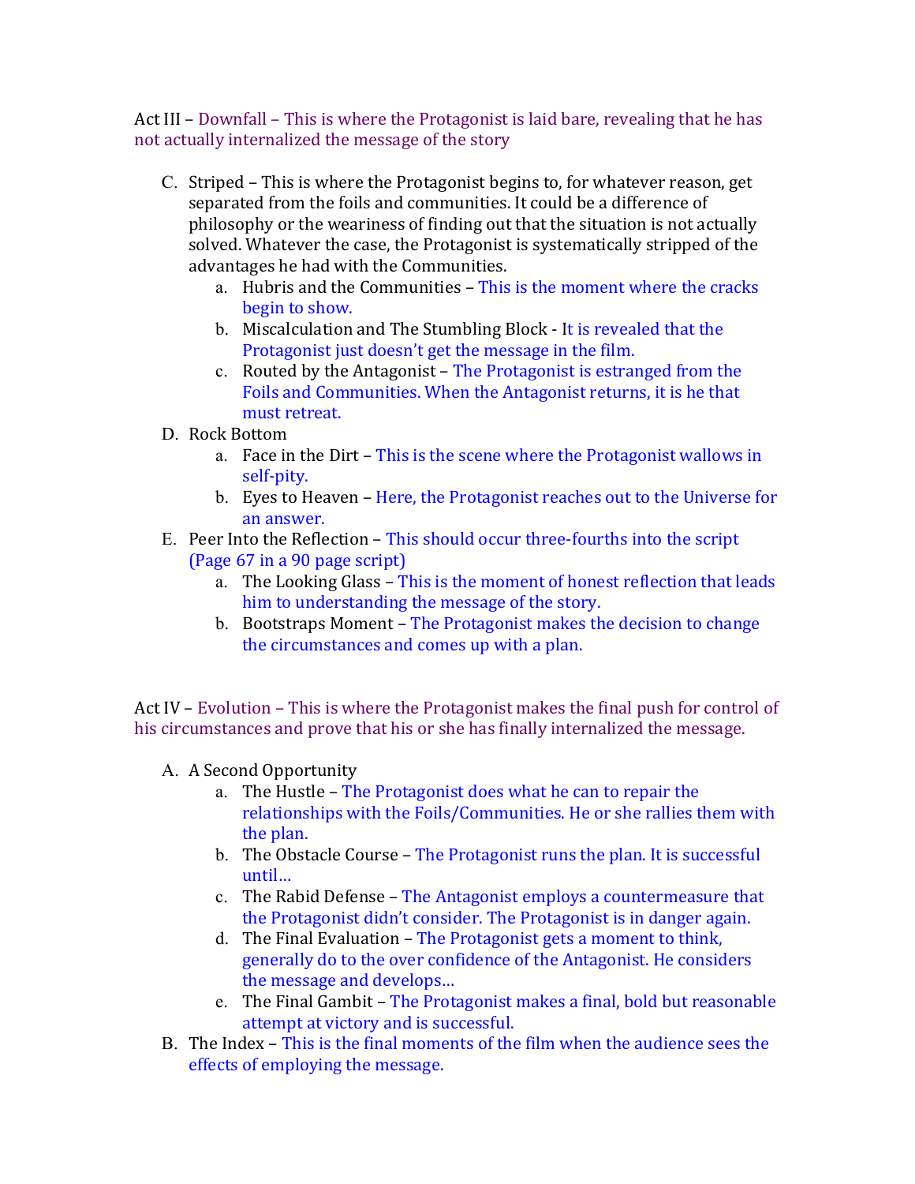Act III – Downfall – This is where the Protagonist is laid bare, revealing that he has not actually internalized the message of the story

C. Striped – This is where the Protagonist begins to, for whatever reason, get separated from the foils and communities. It could be a difference of philosophy or the weariness of finding out that the situation is not actually solved. Whatever the case, the Protagonist is systematically stripped of the advantages he had with the Communities.
   a. Hubris and the Communities – This is the moment where the cracks begin to show.
   b. Miscalculation and The Stumbling Block - It is revealed that the Protagonist just doesn't get the message in the film.
   c. Routed by the Antagonist – The Protagonist is estranged from the Foils and Communities. When the Antagonist returns, it is he that must retreat.

D. Rock Bottom
   a. Face in the Dirt – This is the scene where the Protagonist wallows in self-pity.
   b. Eyes to Heaven – Here, the Protagonist reaches out to the Universe for an answer.

E. Peer Into the Reflection – This should occur three-fourths into the script (Page 67 in a 90 page script)
   a. The Looking Glass – This is the moment of honest reflection that leads him to understanding the message of the story.
   b. Bootstraps Moment – The Protagonist makes the decision to change the circumstances and comes up with a plan.

Act IV – Evolution – This is where the Protagonist makes the final push for control of his circumstances and prove that his or she has finally internalized the message.

A. A Second Opportunity
   a. The Hustle – The Protagonist does what he can to repair the relationships with the Foils/Communities. He or she rallies them with the plan.
   b. The Obstacle Course – The Protagonist runs the plan. It is successful until…
   c. The Rabid Defense – The Antagonist employs a countermeasure that the Protagonist didn't consider. The Protagonist is in danger again.
   d. The Final Evaluation – The Protagonist gets a moment to think, generally do to the over confidence of the Antagonist. He considers the message and develops…
   e. The Final Gambit – The Protagonist makes a final, bold but reasonable attempt at victory and is successful.

B. The Index – This is the final moments of the film when the audience sees the effects of employing the message.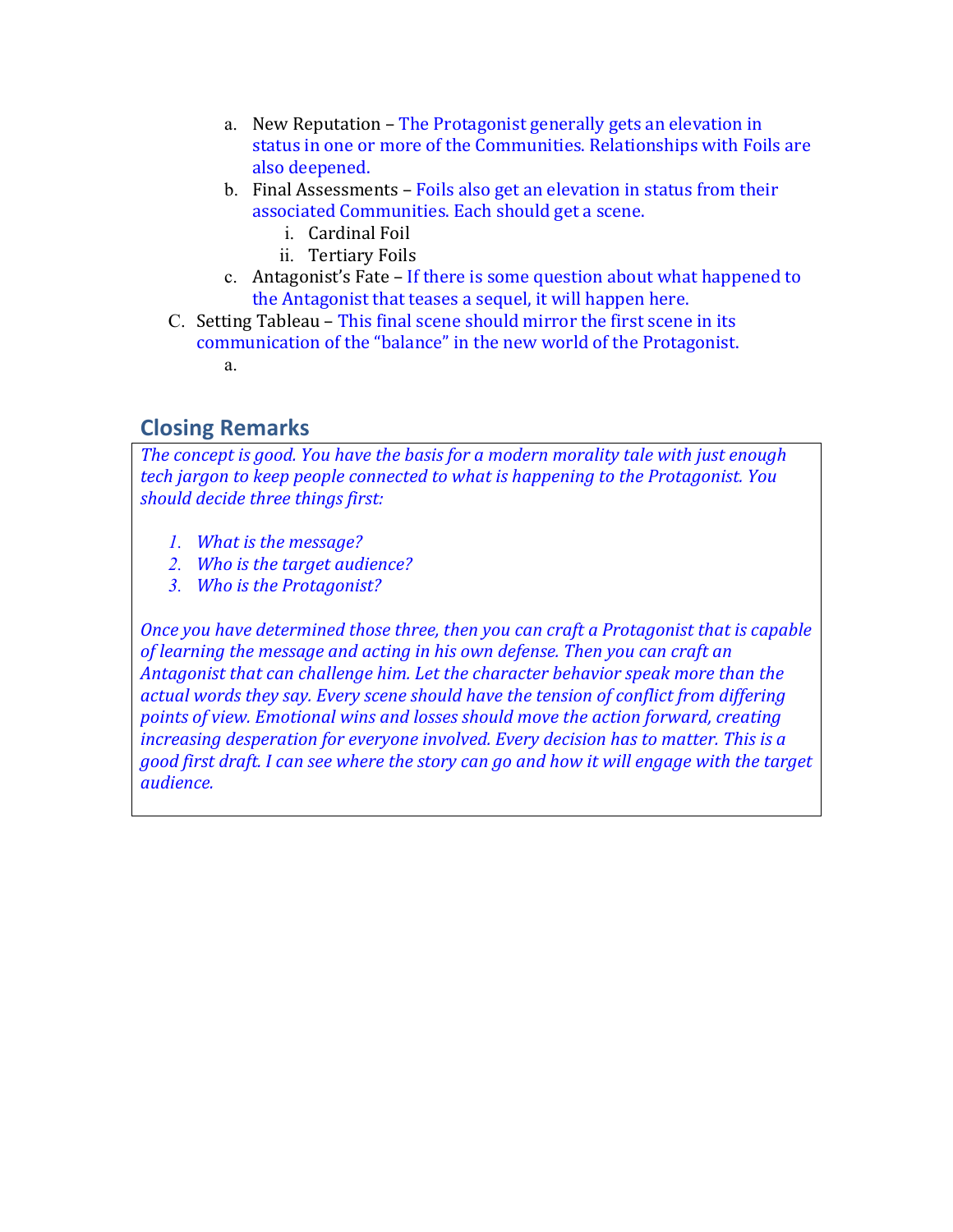a. New Reputation – The Protagonist generally gets an elevation in status in one or more of the Communities. Relationships with Foils are also deepened.

b. Final Assessments – Foils also get an elevation in status from their associated Communities. Each should get a scene.

   i. Cardinal Foil

   ii. Tertiary Foils

c. Antagonist's Fate – If there is some question about what happened to the Antagonist that teases a sequel, it will happen here.

C. Setting Tableau – This final scene should mirror the first scene in its communication of the "balance" in the new world of the Protagonist.

   a.

## Closing Remarks

*The concept is good. You have the basis for a modern morality tale with just enough tech jargon to keep people connected to what is happening to the Protagonist. You should decide three things first:*

1. *What is the message?*
2. *Who is the target audience?*
3. *Who is the Protagonist?*

*Once you have determined those three, then you can craft a Protagonist that is capable of learning the message and acting in his own defense. Then you can craft an Antagonist that can challenge him. Let the character behavior speak more than the actual words they say. Every scene should have the tension of conflict from differing points of view. Emotional wins and losses should move the action forward, creating increasing desperation for everyone involved. Every decision has to matter. This is a good first draft. I can see where the story can go and how it will engage with the target audience.*